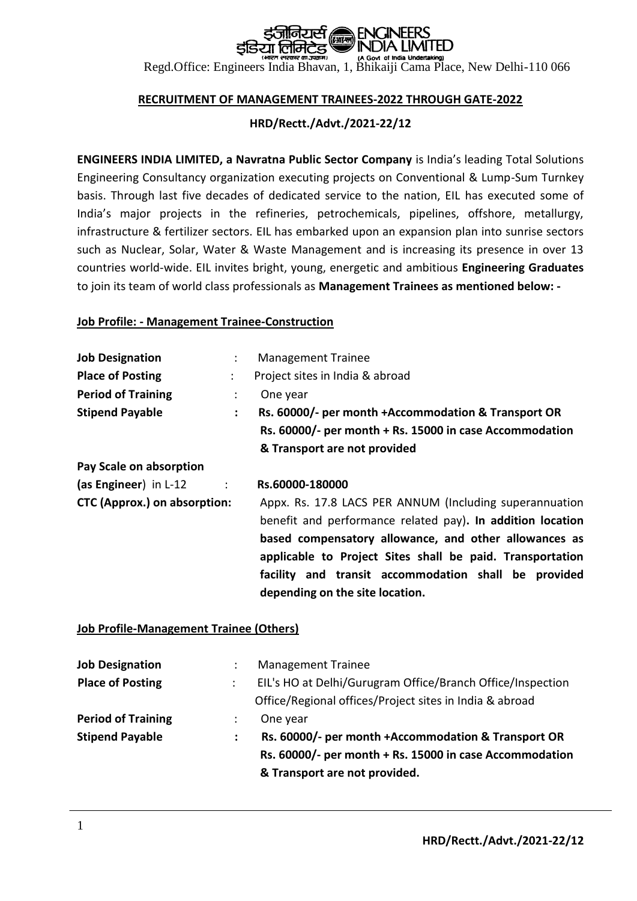इंजीनियर्स इंडिया लिमिटेड (भारत सरकार का उपक्रम) ENGINEERS INDIA LIMITED (A Govt. of India Undertaking)

Regd.Office: Engineers India Bhavan, 1, Bhikaiji Cama Place, New Delhi-110 066

## RECRUITMENT OF MANAGEMENT TRAINEES-2022 THROUGH GATE-2022

**HRD/Rectt./Advt./2021-22/12**

**ENGINEERS INDIA LIMITED, a Navratna Public Sector Company** is India's leading Total Solutions Engineering Consultancy organization executing projects on Conventional & Lump-Sum Turnkey basis. Through last five decades of dedicated service to the nation, EIL has executed some of India's major projects in the refineries, petrochemicals, pipelines, offshore, metallurgy, infrastructure & fertilizer sectors. EIL has embarked upon an expansion plan into sunrise sectors such as Nuclear, Solar, Water & Waste Management and is increasing its presence in over 13 countries world-wide. EIL invites bright, young, energetic and ambitious **Engineering Graduates** to join its team of world class professionals as **Management Trainees as mentioned below: -**

### Job Profile: - Management Trainee-Construction

| | | |
|---|---|---|
| **Job Designation** | : | Management Trainee |
| **Place of Posting** | : | Project sites in India & abroad |
| **Period of Training** | : | One year |
| **Stipend Payable** | : | **Rs. 60000/- per month +Accommodation & Transport OR Rs. 60000/- per month + Rs. 15000 in case Accommodation & Transport are not provided** |
| **Pay Scale on absorption (as Engineer)** in L-12 | : | **Rs.60000-180000** |
| **CTC (Approx.) on absorption:** | | Appx. Rs. 17.8 LACS PER ANNUM (Including superannuation benefit and performance related pay). **In addition location based compensatory allowance, and other allowances as applicable to Project Sites shall be paid. Transportation facility and transit accommodation shall be provided depending on the site location.** |

### Job Profile-Management Trainee (Others)

| | | |
|---|---|---|
| **Job Designation** | : | Management Trainee |
| **Place of Posting** | : | EIL's HO at Delhi/Gurugram Office/Branch Office/Inspection Office/Regional offices/Project sites in India & abroad |
| **Period of Training** | : | One year |
| **Stipend Payable** | : | **Rs. 60000/- per month +Accommodation & Transport OR Rs. 60000/- per month + Rs. 15000 in case Accommodation & Transport are not provided.** |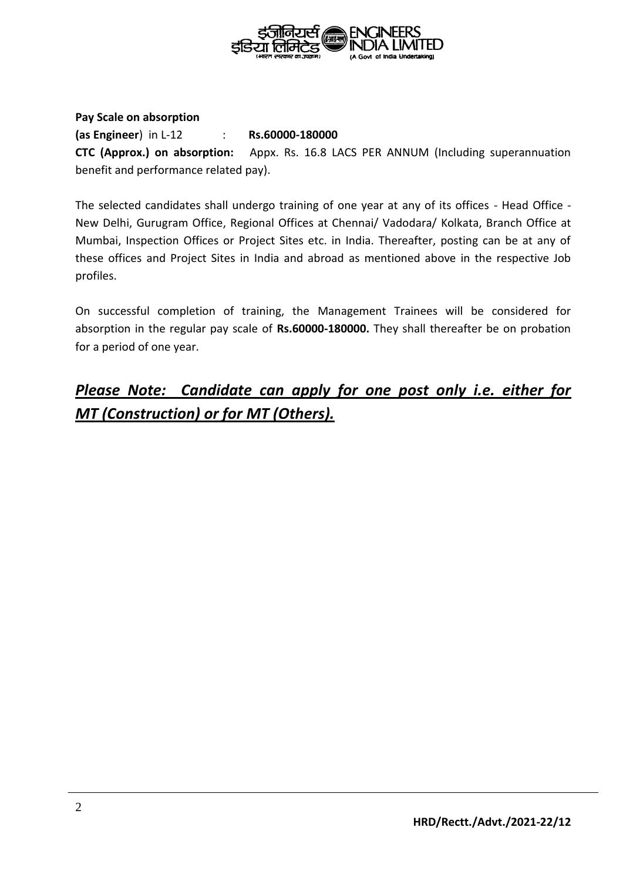**Pay Scale on absorption**

**(as Engineer)** in L-12 : **Rs.60000-180000**

**CTC (Approx.) on absorption:** Appx. Rs. 16.8 LACS PER ANNUM (Including superannuation benefit and performance related pay).

The selected candidates shall undergo training of one year at any of its offices - Head Office - New Delhi, Gurugram Office, Regional Offices at Chennai/ Vadodara/ Kolkata, Branch Office at Mumbai, Inspection Offices or Project Sites etc. in India. Thereafter, posting can be at any of these offices and Project Sites in India and abroad as mentioned above in the respective Job profiles.

On successful completion of training, the Management Trainees will be considered for absorption in the regular pay scale of **Rs.60000-180000.** They shall thereafter be on probation for a period of one year.

## ***Please Note: Candidate can apply for one post only i.e. either for MT (Construction) or for MT (Others).***

HRD/Rectt./Advt./2021-22/12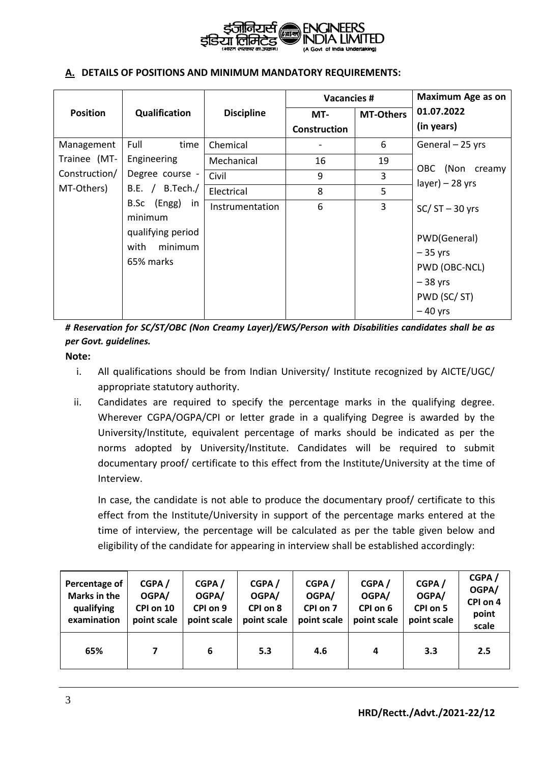## A. DETAILS OF POSITIONS AND MINIMUM MANDATORY REQUIREMENTS:

| Position | Qualification | Discipline | Vacancies # | | Maximum Age as on 01.07.2022 (in years) |
|---|---|---|---|---|---|
| | | | MT-Construction | MT-Others | |
| Management Trainee (MT-Construction/ MT-Others) | Full time Engineering Degree course - B.E. / B.Tech./ B.Sc (Engg) in minimum qualifying period with minimum 65% marks | Chemical | - | 6 | General – 25 yrs<br>OBC (Non creamy layer) – 28 yrs<br>SC/ ST – 30 yrs<br>PWD(General) – 35 yrs<br>PWD (OBC-NCL) – 38 yrs<br>PWD (SC/ ST) – 40 yrs |
| | | Mechanical | 16 | 19 | |
| | | Civil | 9 | 3 | |
| | | Electrical | 8 | 5 | |
| | | Instrumentation | 6 | 3 | |

***# Reservation for SC/ST/OBC (Non Creamy Layer)/EWS/Person with Disabilities candidates shall be as per Govt. guidelines.***

**Note:**

i. All qualifications should be from Indian University/ Institute recognized by AICTE/UGC/ appropriate statutory authority.

ii. Candidates are required to specify the percentage marks in the qualifying degree. Wherever CGPA/OGPA/CPI or letter grade in a qualifying Degree is awarded by the University/Institute, equivalent percentage of marks should be indicated as per the norms adopted by University/Institute. Candidates will be required to submit documentary proof/ certificate to this effect from the Institute/University at the time of Interview.

   In case, the candidate is not able to produce the documentary proof/ certificate to this effect from the Institute/University in support of the percentage marks entered at the time of interview, the percentage will be calculated as per the table given below and eligibility of the candidate for appearing in interview shall be established accordingly:

| Percentage of Marks in the qualifying examination | CGPA / OGPA/ CPI on 10 point scale | CGPA / OGPA/ CPI on 9 point scale | CGPA / OGPA/ CPI on 8 point scale | CGPA / OGPA/ CPI on 7 point scale | CGPA / OGPA/ CPI on 6 point scale | CGPA / OGPA/ CPI on 5 point scale | CGPA / OGPA/ CPI on 4 point scale |
|---|---|---|---|---|---|---|---|
| 65% | 7 | 6 | 5.3 | 4.6 | 4 | 3.3 | 2.5 |

HRD/Rectt./Advt./2021-22/12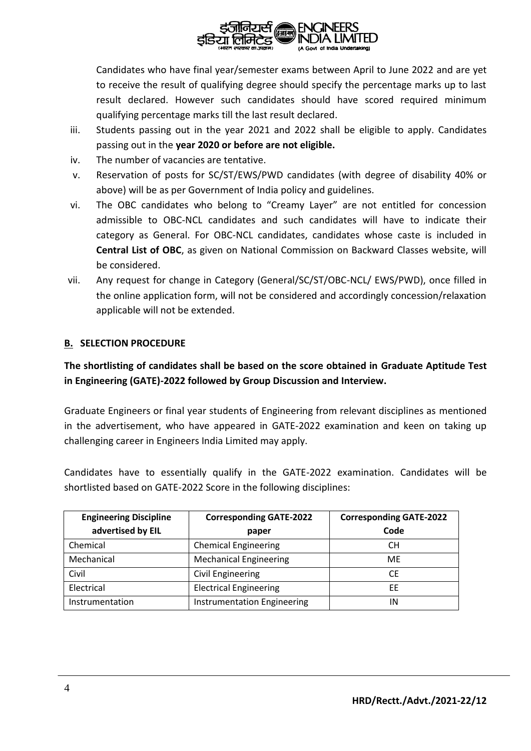Candidates who have final year/semester exams between April to June 2022 and are yet to receive the result of qualifying degree should specify the percentage marks up to last result declared. However such candidates should have scored required minimum qualifying percentage marks till the last result declared.

iii. Students passing out in the year 2021 and 2022 shall be eligible to apply. Candidates passing out in the **year 2020 or before are not eligible.**

iv. The number of vacancies are tentative.

v. Reservation of posts for SC/ST/EWS/PWD candidates (with degree of disability 40% or above) will be as per Government of India policy and guidelines.

vi. The OBC candidates who belong to "Creamy Layer" are not entitled for concession admissible to OBC-NCL candidates and such candidates will have to indicate their category as General. For OBC-NCL candidates, candidates whose caste is included in **Central List of OBC**, as given on National Commission on Backward Classes website, will be considered.

vii. Any request for change in Category (General/SC/ST/OBC-NCL/ EWS/PWD), once filled in the online application form, will not be considered and accordingly concession/relaxation applicable will not be extended.

## B. SELECTION PROCEDURE

**The shortlisting of candidates shall be based on the score obtained in Graduate Aptitude Test in Engineering (GATE)-2022 followed by Group Discussion and Interview.**

Graduate Engineers or final year students of Engineering from relevant disciplines as mentioned in the advertisement, who have appeared in GATE-2022 examination and keen on taking up challenging career in Engineers India Limited may apply.

Candidates have to essentially qualify in the GATE-2022 examination. Candidates will be shortlisted based on GATE-2022 Score in the following disciplines:

| Engineering Discipline advertised by EIL | Corresponding GATE-2022 paper | Corresponding GATE-2022 Code |
|---|---|---|
| Chemical | Chemical Engineering | CH |
| Mechanical | Mechanical Engineering | ME |
| Civil | Civil Engineering | CE |
| Electrical | Electrical Engineering | EE |
| Instrumentation | Instrumentation Engineering | IN |

HRD/Rectt./Advt./2021-22/12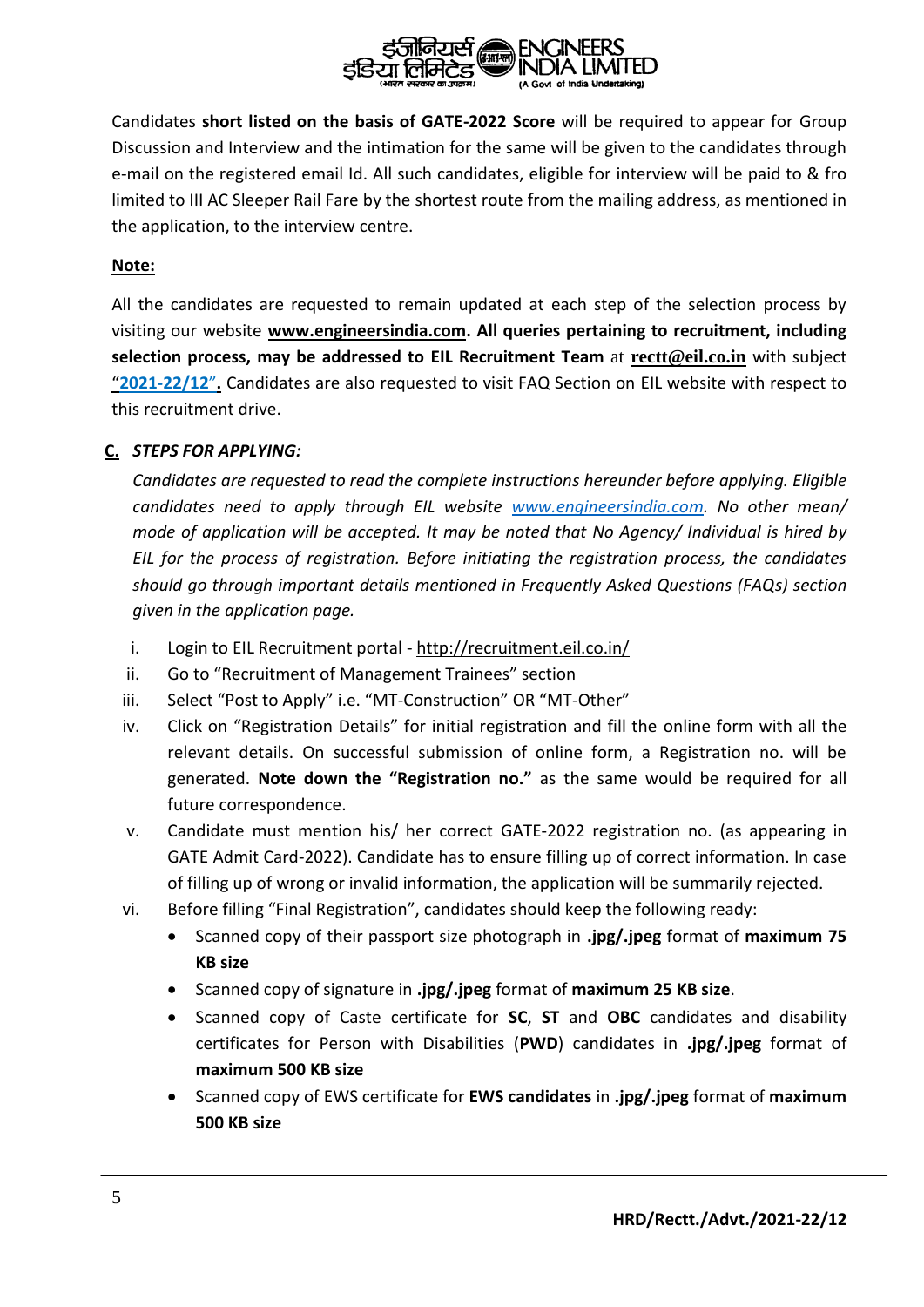Candidates **short listed on the basis of GATE-2022 Score** will be required to appear for Group Discussion and Interview and the intimation for the same will be given to the candidates through e-mail on the registered email Id. All such candidates, eligible for interview will be paid to & fro limited to III AC Sleeper Rail Fare by the shortest route from the mailing address, as mentioned in the application, to the interview centre.

**Note:**

All the candidates are requested to remain updated at each step of the selection process by visiting our website **www.engineersindia.com. All queries pertaining to recruitment, including selection process, may be addressed to EIL Recruitment Team** at **rectt@eil.co.in** with subject **"2021-22/12".** Candidates are also requested to visit FAQ Section on EIL website with respect to this recruitment drive.

## C. *STEPS FOR APPLYING:*

*Candidates are requested to read the complete instructions hereunder before applying. Eligible candidates need to apply through EIL website www.engineersindia.com. No other mean/ mode of application will be accepted. It may be noted that No Agency/ Individual is hired by EIL for the process of registration. Before initiating the registration process, the candidates should go through important details mentioned in Frequently Asked Questions (FAQs) section given in the application page.*

i. Login to EIL Recruitment portal - http://recruitment.eil.co.in/
ii. Go to "Recruitment of Management Trainees" section
iii. Select "Post to Apply" i.e. "MT-Construction" OR "MT-Other"
iv. Click on "Registration Details" for initial registration and fill the online form with all the relevant details. On successful submission of online form, a Registration no. will be generated. **Note down the "Registration no."** as the same would be required for all future correspondence.
v. Candidate must mention his/ her correct GATE-2022 registration no. (as appearing in GATE Admit Card-2022). Candidate has to ensure filling up of correct information. In case of filling up of wrong or invalid information, the application will be summarily rejected.
vi. Before filling "Final Registration", candidates should keep the following ready:
    - Scanned copy of their passport size photograph in **.jpg/.jpeg** format of **maximum 75 KB size**
    - Scanned copy of signature in **.jpg/.jpeg** format of **maximum 25 KB size**.
    - Scanned copy of Caste certificate for **SC**, **ST** and **OBC** candidates and disability certificates for Person with Disabilities (**PWD**) candidates in **.jpg/.jpeg** format of **maximum 500 KB size**
    - Scanned copy of EWS certificate for **EWS candidates** in **.jpg/.jpeg** format of **maximum 500 KB size**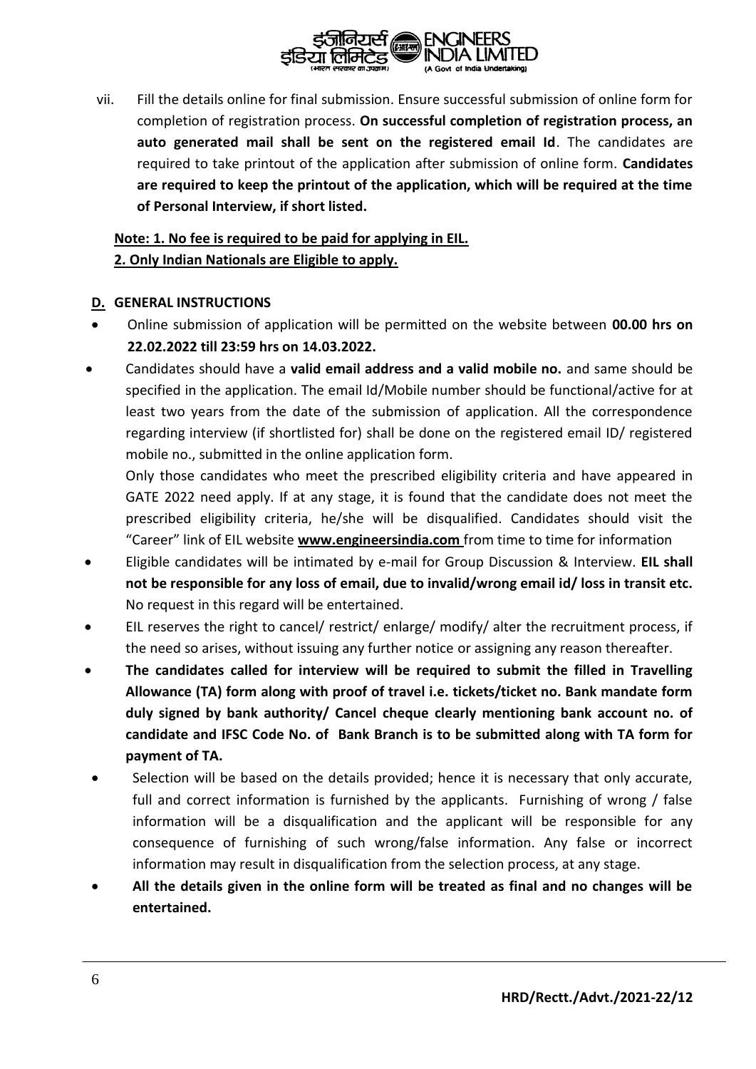vii. Fill the details online for final submission. Ensure successful submission of online form for completion of registration process. **On successful completion of registration process, an auto generated mail shall be sent on the registered email Id**. The candidates are required to take printout of the application after submission of online form. **Candidates are required to keep the printout of the application, which will be required at the time of Personal Interview, if short listed.**

**Note: 1. No fee is required to be paid for applying in EIL.**
**2. Only Indian Nationals are Eligible to apply.**

## D. GENERAL INSTRUCTIONS

- Online submission of application will be permitted on the website between **00.00 hrs on 22.02.2022 till 23:59 hrs on 14.03.2022.**
- Candidates should have a **valid email address and a valid mobile no.** and same should be specified in the application. The email Id/Mobile number should be functional/active for at least two years from the date of the submission of application. All the correspondence regarding interview (if shortlisted for) shall be done on the registered email ID/ registered mobile no., submitted in the online application form.

  Only those candidates who meet the prescribed eligibility criteria and have appeared in GATE 2022 need apply. If at any stage, it is found that the candidate does not meet the prescribed eligibility criteria, he/she will be disqualified. Candidates should visit the "Career" link of EIL website **www.engineersindia.com** from time to time for information
- Eligible candidates will be intimated by e-mail for Group Discussion & Interview. **EIL shall not be responsible for any loss of email, due to invalid/wrong email id/ loss in transit etc.** No request in this regard will be entertained.
- EIL reserves the right to cancel/ restrict/ enlarge/ modify/ alter the recruitment process, if the need so arises, without issuing any further notice or assigning any reason thereafter.
- **The candidates called for interview will be required to submit the filled in Travelling Allowance (TA) form along with proof of travel i.e. tickets/ticket no. Bank mandate form duly signed by bank authority/ Cancel cheque clearly mentioning bank account no. of candidate and IFSC Code No. of Bank Branch is to be submitted along with TA form for payment of TA.**
- Selection will be based on the details provided; hence it is necessary that only accurate, full and correct information is furnished by the applicants. Furnishing of wrong / false information will be a disqualification and the applicant will be responsible for any consequence of furnishing of such wrong/false information. Any false or incorrect information may result in disqualification from the selection process, at any stage.
- **All the details given in the online form will be treated as final and no changes will be entertained.**

**HRD/Rectt./Advt./2021-22/12**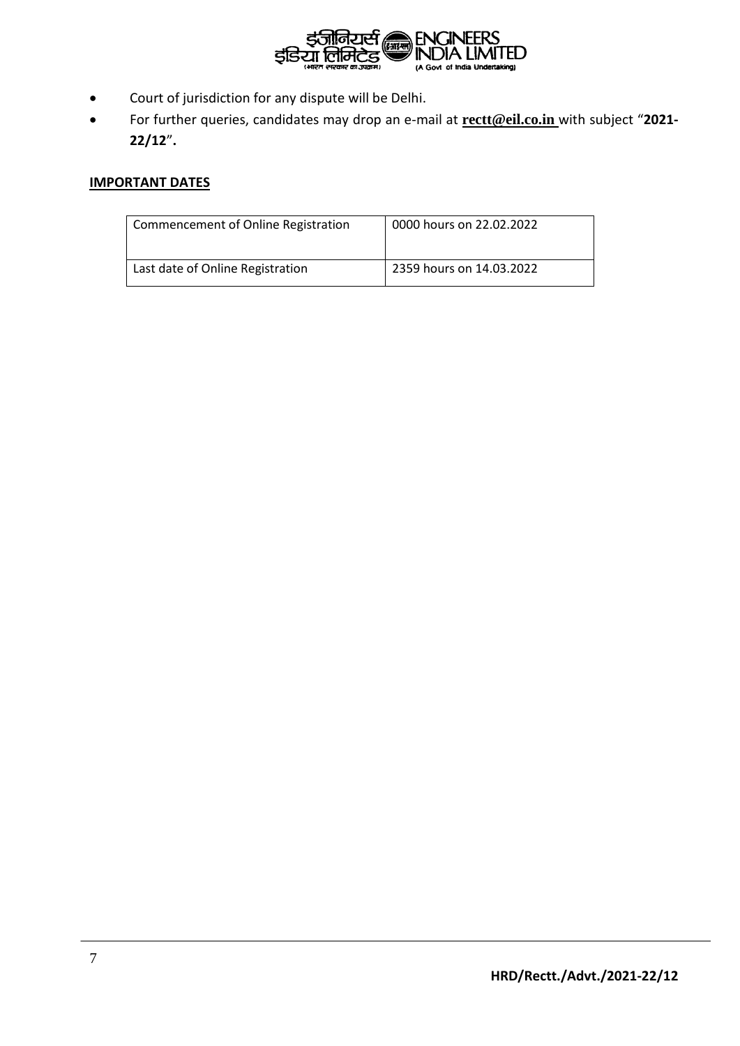- Court of jurisdiction for any dispute will be Delhi.
- For further queries, candidates may drop an e-mail at **rectt@eil.co.in** with subject "**2021-22/12**".

**IMPORTANT DATES**

| | |
|---|---|
| Commencement of Online Registration | 0000 hours on 22.02.2022 |
| Last date of Online Registration | 2359 hours on 14.03.2022 |